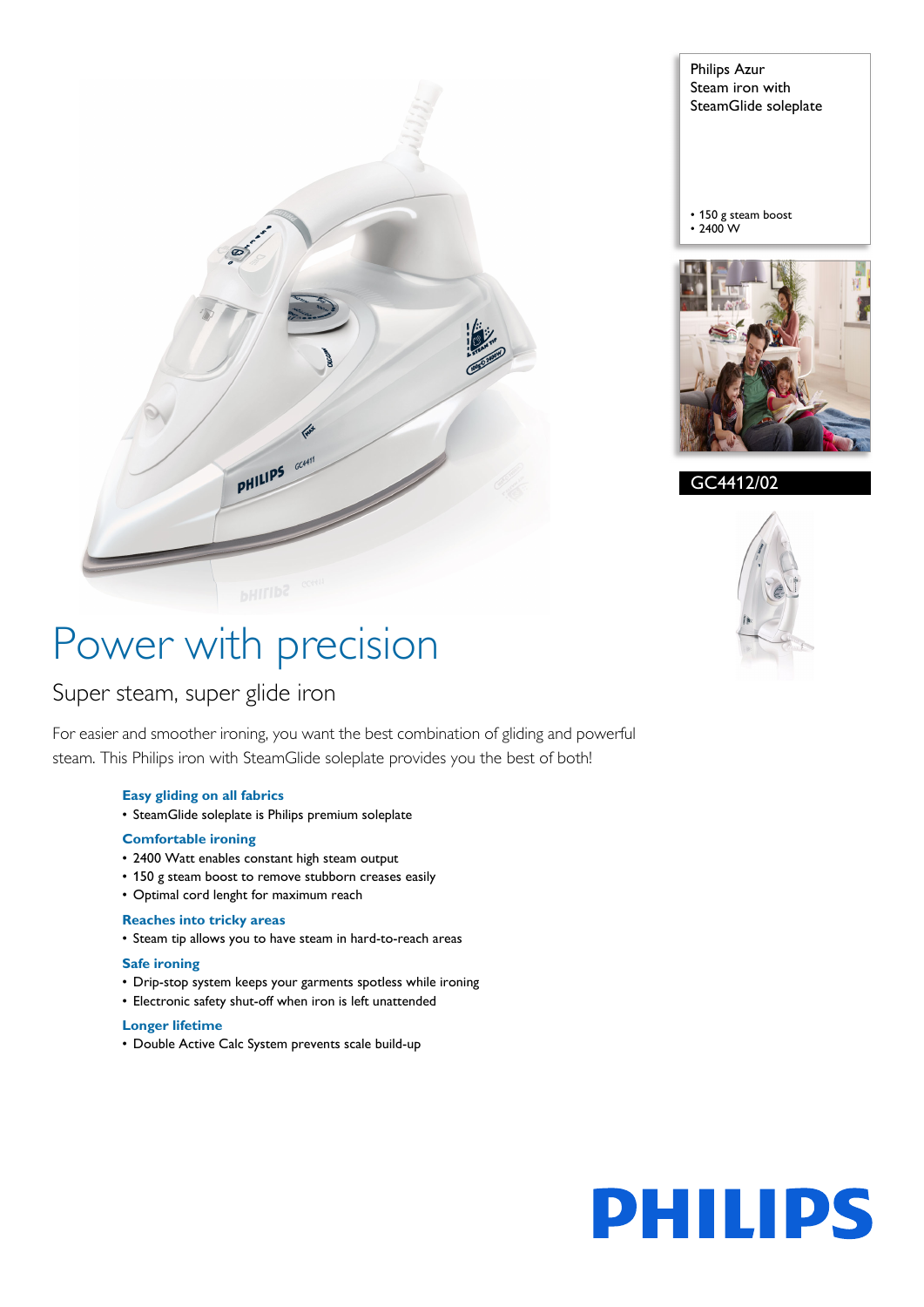Philips Azur
Steam iron with SteamGlide soleplate

- 150 g steam boost
- 2400 W

GC4412/02

# Power with precision

## Super steam, super glide iron

For easier and smoother ironing, you want the best combination of gliding and powerful steam. This Philips iron with SteamGlide soleplate provides you the best of both!

### Easy gliding on all fabrics

- SteamGlide soleplate is Philips premium soleplate

### Comfortable ironing

- 2400 Watt enables constant high steam output
- 150 g steam boost to remove stubborn creases easily
- Optimal cord lenght for maximum reach

### Reaches into tricky areas

- Steam tip allows you to have steam in hard-to-reach areas

### Safe ironing

- Drip-stop system keeps your garments spotless while ironing
- Electronic safety shut-off when iron is left unattended

### Longer lifetime

- Double Active Calc System prevents scale build-up

PHILIPS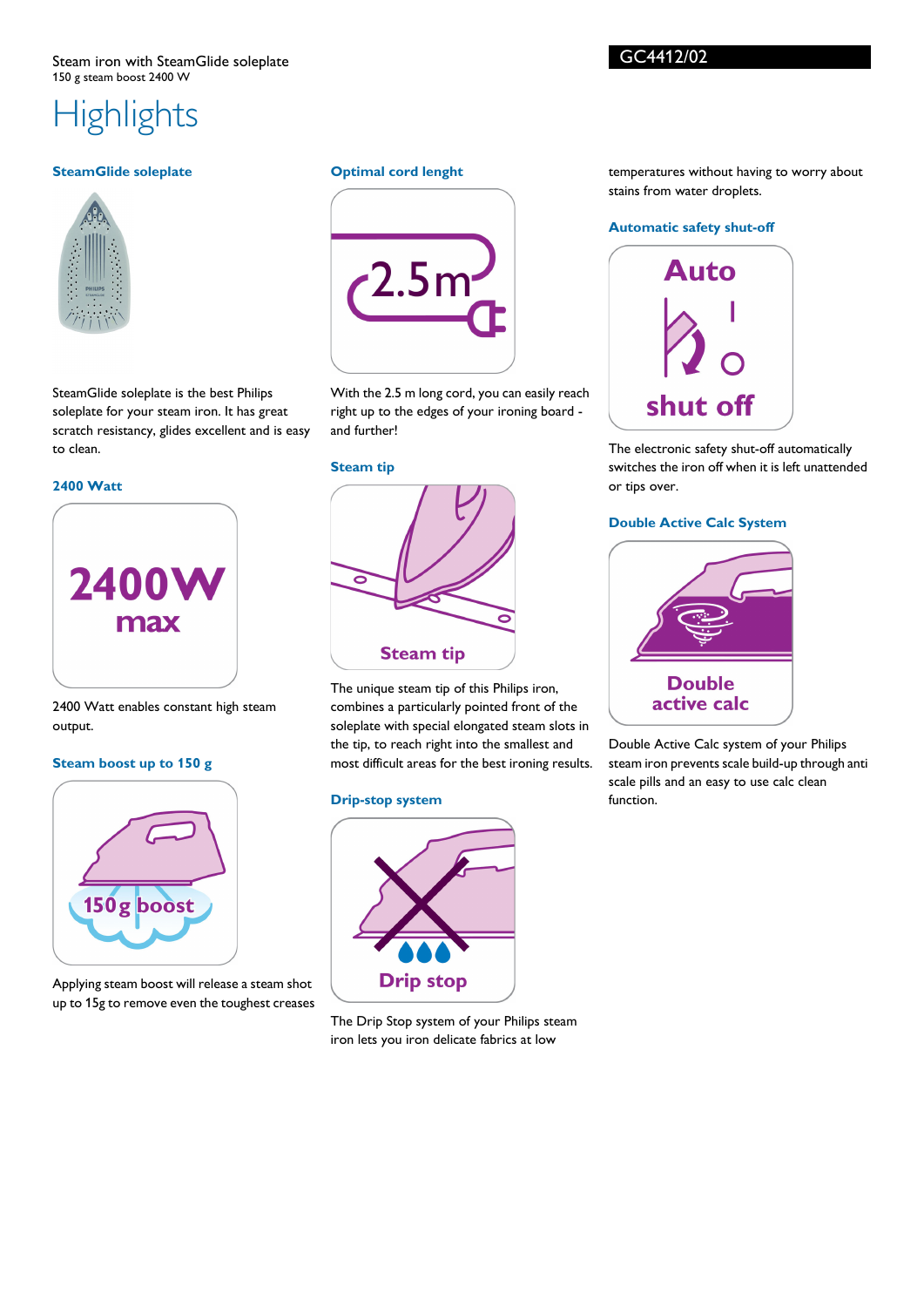Steam iron with SteamGlide soleplate
150 g steam boost 2400 W

GC4412/02

# Highlights

### SteamGlide soleplate

SteamGlide soleplate is the best Philips soleplate for your steam iron. It has great scratch resistancy, glides excellent and is easy to clean.

### 2400 Watt

2400 Watt enables constant high steam output.

### Steam boost up to 150 g

Applying steam boost will release a steam shot up to 15g to remove even the toughest creases

### Optimal cord lenght

With the 2.5 m long cord, you can easily reach right up to the edges of your ironing board - and further!

### Steam tip

The unique steam tip of this Philips iron, combines a particularly pointed front of the soleplate with special elongated steam slots in the tip, to reach right into the smallest and most difficult areas for the best ironing results.

### Drip-stop system

The Drip Stop system of your Philips steam iron lets you iron delicate fabrics at low temperatures without having to worry about stains from water droplets.

### Automatic safety shut-off

The electronic safety shut-off automatically switches the iron off when it is left unattended or tips over.

### Double Active Calc System

Double Active Calc system of your Philips steam iron prevents scale build-up through anti scale pills and an easy to use calc clean function.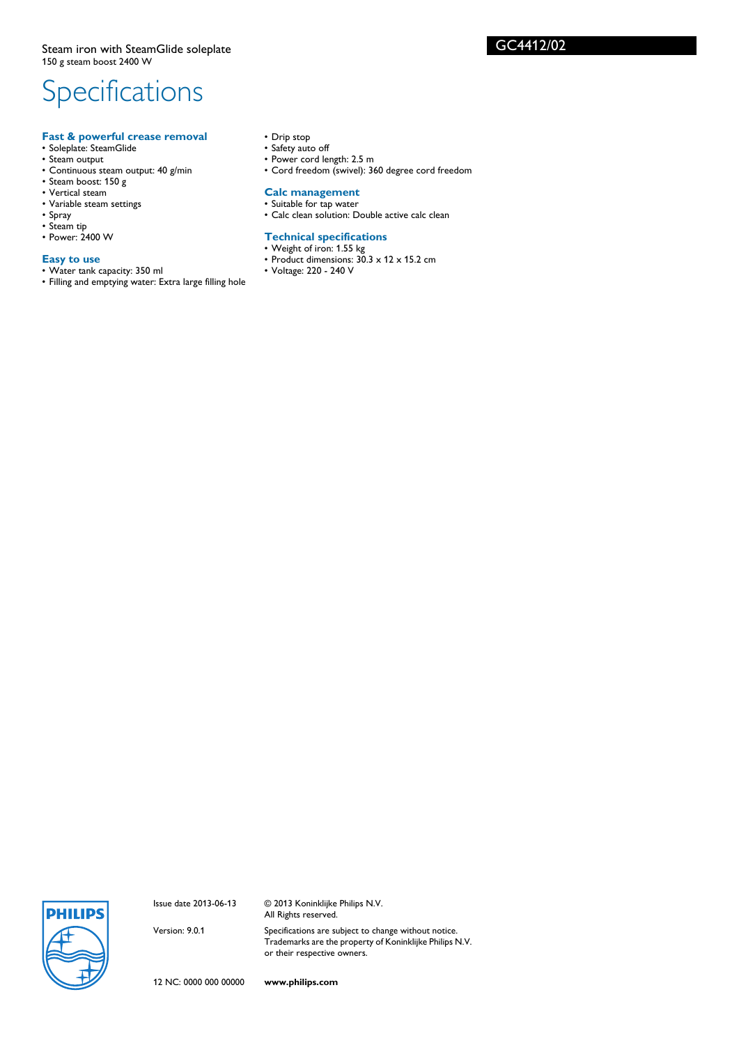Steam iron with SteamGlide soleplate
150 g steam boost 2400 W

GC4412/02

# Specifications

### Fast & powerful crease removal

- Soleplate: SteamGlide
- Steam output
- Continuous steam output: 40 g/min
- Steam boost: 150 g
- Vertical steam
- Variable steam settings
- Spray
- Steam tip
- Power: 2400 W

### Easy to use

- Water tank capacity: 350 ml
- Filling and emptying water: Extra large filling hole
- Drip stop
- Safety auto off
- Power cord length: 2.5 m
- Cord freedom (swivel): 360 degree cord freedom

### Calc management

- Suitable for tap water
- Calc clean solution: Double active calc clean

### Technical specifications

- Weight of iron: 1.55 kg
- Product dimensions: 30.3 x 12 x 15.2 cm
- Voltage: 220 - 240 V

Issue date 2013-06-13

Version: 9.0.1

12 NC: 0000 000 00000

© 2013 Koninklijke Philips N.V.
All Rights reserved.

Specifications are subject to change without notice.
Trademarks are the property of Koninklijke Philips N.V.
or their respective owners.

**www.philips.com**